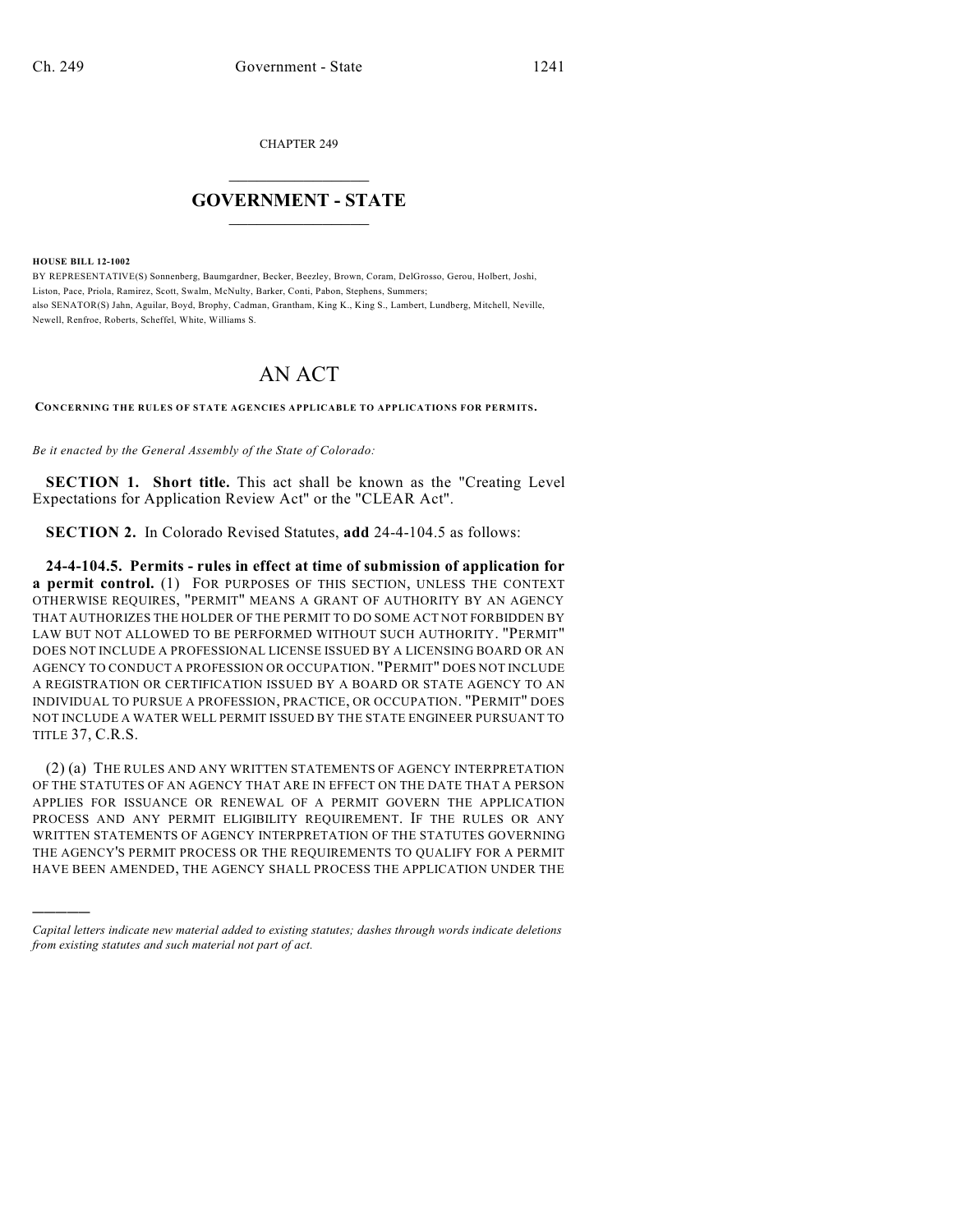CHAPTER 249

# GOVERNMENT - STATE

**HOUSE BILL 12-1002**

BY REPRESENTATIVE(S) Sonnenberg, Baumgardner, Becker, Beezley, Brown, Coram, DelGrosso, Gerou, Holbert, Joshi, Liston, Pace, Priola, Ramirez, Scott, Swalm, McNulty, Barker, Conti, Pabon, Stephens, Summers;
also SENATOR(S) Jahn, Aguilar, Boyd, Brophy, Cadman, Grantham, King K., King S., Lambert, Lundberg, Mitchell, Neville, Newell, Renfroe, Roberts, Scheffel, White, Williams S.

# AN ACT

**CONCERNING THE RULES OF STATE AGENCIES APPLICABLE TO APPLICATIONS FOR PERMITS.**

*Be it enacted by the General Assembly of the State of Colorado:*

**SECTION 1. Short title.** This act shall be known as the "Creating Level Expectations for Application Review Act" or the "CLEAR Act".

**SECTION 2.** In Colorado Revised Statutes, **add** 24-4-104.5 as follows:

**24-4-104.5. Permits - rules in effect at time of submission of application for a permit control.** (1) FOR PURPOSES OF THIS SECTION, UNLESS THE CONTEXT OTHERWISE REQUIRES, "PERMIT" MEANS A GRANT OF AUTHORITY BY AN AGENCY THAT AUTHORIZES THE HOLDER OF THE PERMIT TO DO SOME ACT NOT FORBIDDEN BY LAW BUT NOT ALLOWED TO BE PERFORMED WITHOUT SUCH AUTHORITY. "PERMIT" DOES NOT INCLUDE A PROFESSIONAL LICENSE ISSUED BY A LICENSING BOARD OR AN AGENCY TO CONDUCT A PROFESSION OR OCCUPATION. "PERMIT" DOES NOT INCLUDE A REGISTRATION OR CERTIFICATION ISSUED BY A BOARD OR STATE AGENCY TO AN INDIVIDUAL TO PURSUE A PROFESSION, PRACTICE, OR OCCUPATION. "PERMIT" DOES NOT INCLUDE A WATER WELL PERMIT ISSUED BY THE STATE ENGINEER PURSUANT TO TITLE 37, C.R.S.

(2) (a) THE RULES AND ANY WRITTEN STATEMENTS OF AGENCY INTERPRETATION OF THE STATUTES OF AN AGENCY THAT ARE IN EFFECT ON THE DATE THAT A PERSON APPLIES FOR ISSUANCE OR RENEWAL OF A PERMIT GOVERN THE APPLICATION PROCESS AND ANY PERMIT ELIGIBILITY REQUIREMENT. IF THE RULES OR ANY WRITTEN STATEMENTS OF AGENCY INTERPRETATION OF THE STATUTES GOVERNING THE AGENCY'S PERMIT PROCESS OR THE REQUIREMENTS TO QUALIFY FOR A PERMIT HAVE BEEN AMENDED, THE AGENCY SHALL PROCESS THE APPLICATION UNDER THE

---

*Capital letters indicate new material added to existing statutes; dashes through words indicate deletions from existing statutes and such material not part of act.*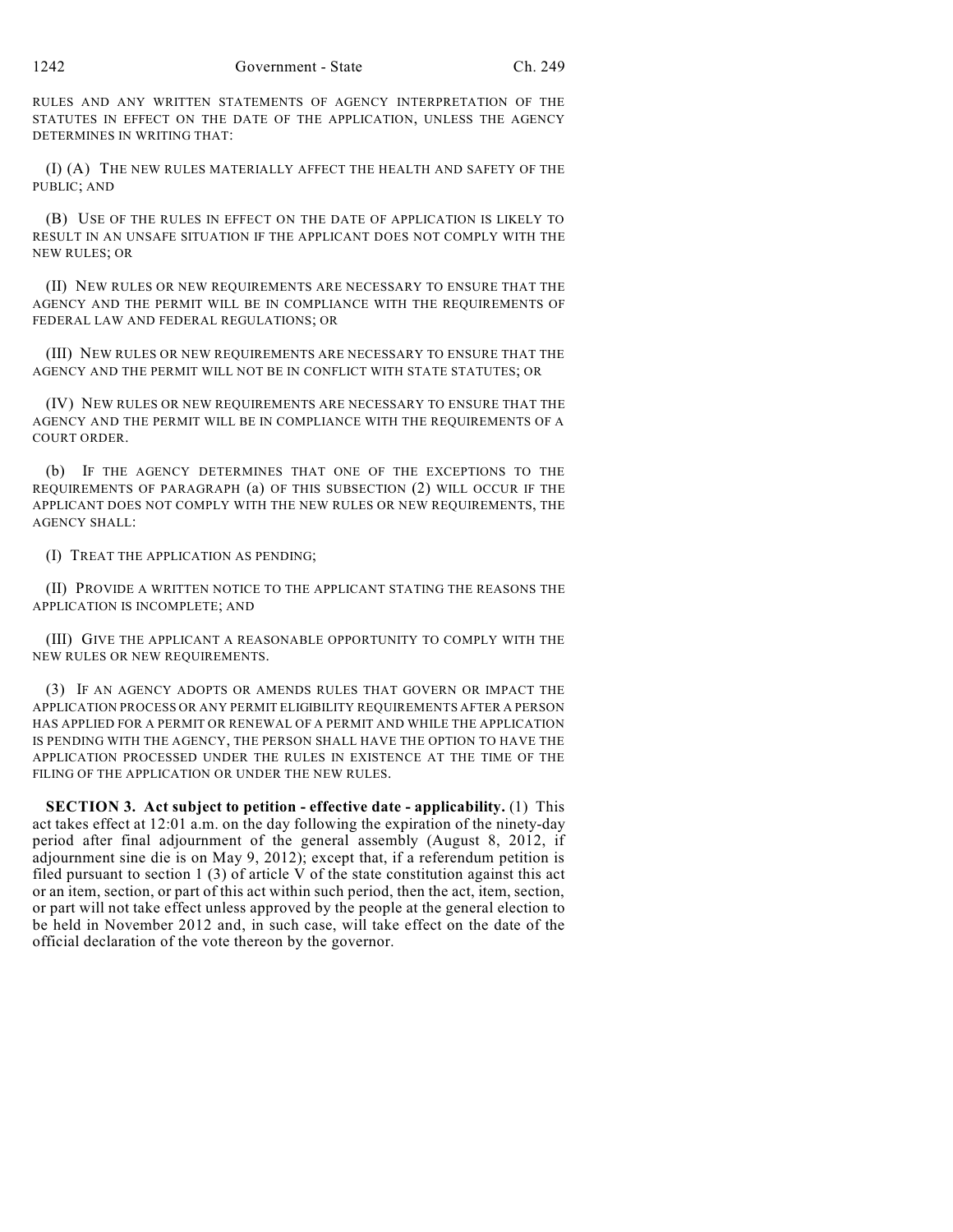RULES AND ANY WRITTEN STATEMENTS OF AGENCY INTERPRETATION OF THE STATUTES IN EFFECT ON THE DATE OF THE APPLICATION, UNLESS THE AGENCY DETERMINES IN WRITING THAT:

(I) (A) THE NEW RULES MATERIALLY AFFECT THE HEALTH AND SAFETY OF THE PUBLIC; AND

(B) USE OF THE RULES IN EFFECT ON THE DATE OF APPLICATION IS LIKELY TO RESULT IN AN UNSAFE SITUATION IF THE APPLICANT DOES NOT COMPLY WITH THE NEW RULES; OR

(II) NEW RULES OR NEW REQUIREMENTS ARE NECESSARY TO ENSURE THAT THE AGENCY AND THE PERMIT WILL BE IN COMPLIANCE WITH THE REQUIREMENTS OF FEDERAL LAW AND FEDERAL REGULATIONS; OR

(III) NEW RULES OR NEW REQUIREMENTS ARE NECESSARY TO ENSURE THAT THE AGENCY AND THE PERMIT WILL NOT BE IN CONFLICT WITH STATE STATUTES; OR

(IV) NEW RULES OR NEW REQUIREMENTS ARE NECESSARY TO ENSURE THAT THE AGENCY AND THE PERMIT WILL BE IN COMPLIANCE WITH THE REQUIREMENTS OF A COURT ORDER.

(b) IF THE AGENCY DETERMINES THAT ONE OF THE EXCEPTIONS TO THE REQUIREMENTS OF PARAGRAPH (a) OF THIS SUBSECTION (2) WILL OCCUR IF THE APPLICANT DOES NOT COMPLY WITH THE NEW RULES OR NEW REQUIREMENTS, THE AGENCY SHALL:

(I) TREAT THE APPLICATION AS PENDING;

(II) PROVIDE A WRITTEN NOTICE TO THE APPLICANT STATING THE REASONS THE APPLICATION IS INCOMPLETE; AND

(III) GIVE THE APPLICANT A REASONABLE OPPORTUNITY TO COMPLY WITH THE NEW RULES OR NEW REQUIREMENTS.

(3) IF AN AGENCY ADOPTS OR AMENDS RULES THAT GOVERN OR IMPACT THE APPLICATION PROCESS OR ANY PERMIT ELIGIBILITY REQUIREMENTS AFTER A PERSON HAS APPLIED FOR A PERMIT OR RENEWAL OF A PERMIT AND WHILE THE APPLICATION IS PENDING WITH THE AGENCY, THE PERSON SHALL HAVE THE OPTION TO HAVE THE APPLICATION PROCESSED UNDER THE RULES IN EXISTENCE AT THE TIME OF THE FILING OF THE APPLICATION OR UNDER THE NEW RULES.

**SECTION 3. Act subject to petition - effective date - applicability.** (1) This act takes effect at 12:01 a.m. on the day following the expiration of the ninety-day period after final adjournment of the general assembly (August 8, 2012, if adjournment sine die is on May 9, 2012); except that, if a referendum petition is filed pursuant to section 1 (3) of article V of the state constitution against this act or an item, section, or part of this act within such period, then the act, item, section, or part will not take effect unless approved by the people at the general election to be held in November 2012 and, in such case, will take effect on the date of the official declaration of the vote thereon by the governor.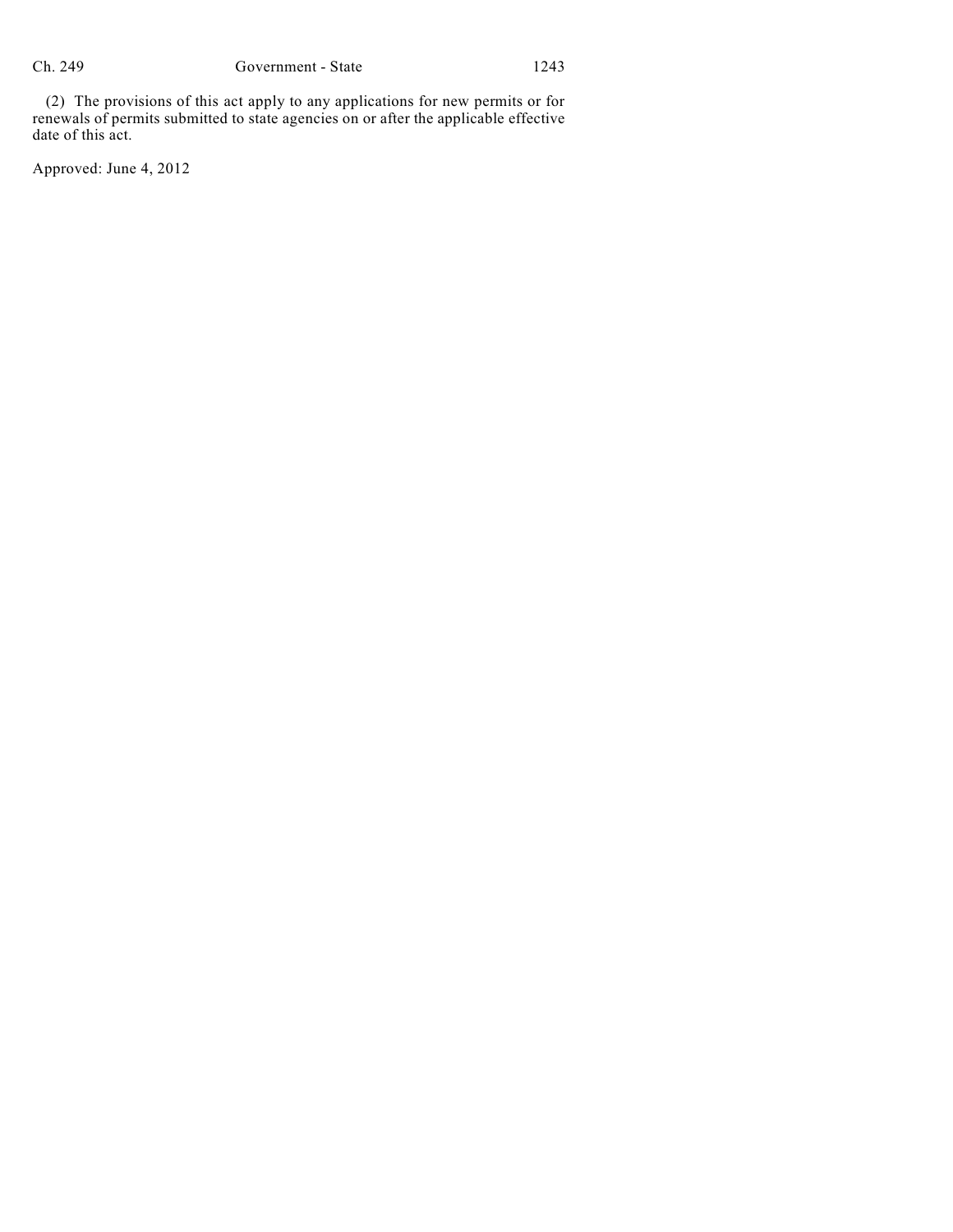(2) The provisions of this act apply to any applications for new permits or for renewals of permits submitted to state agencies on or after the applicable effective date of this act.

Approved: June 4, 2012